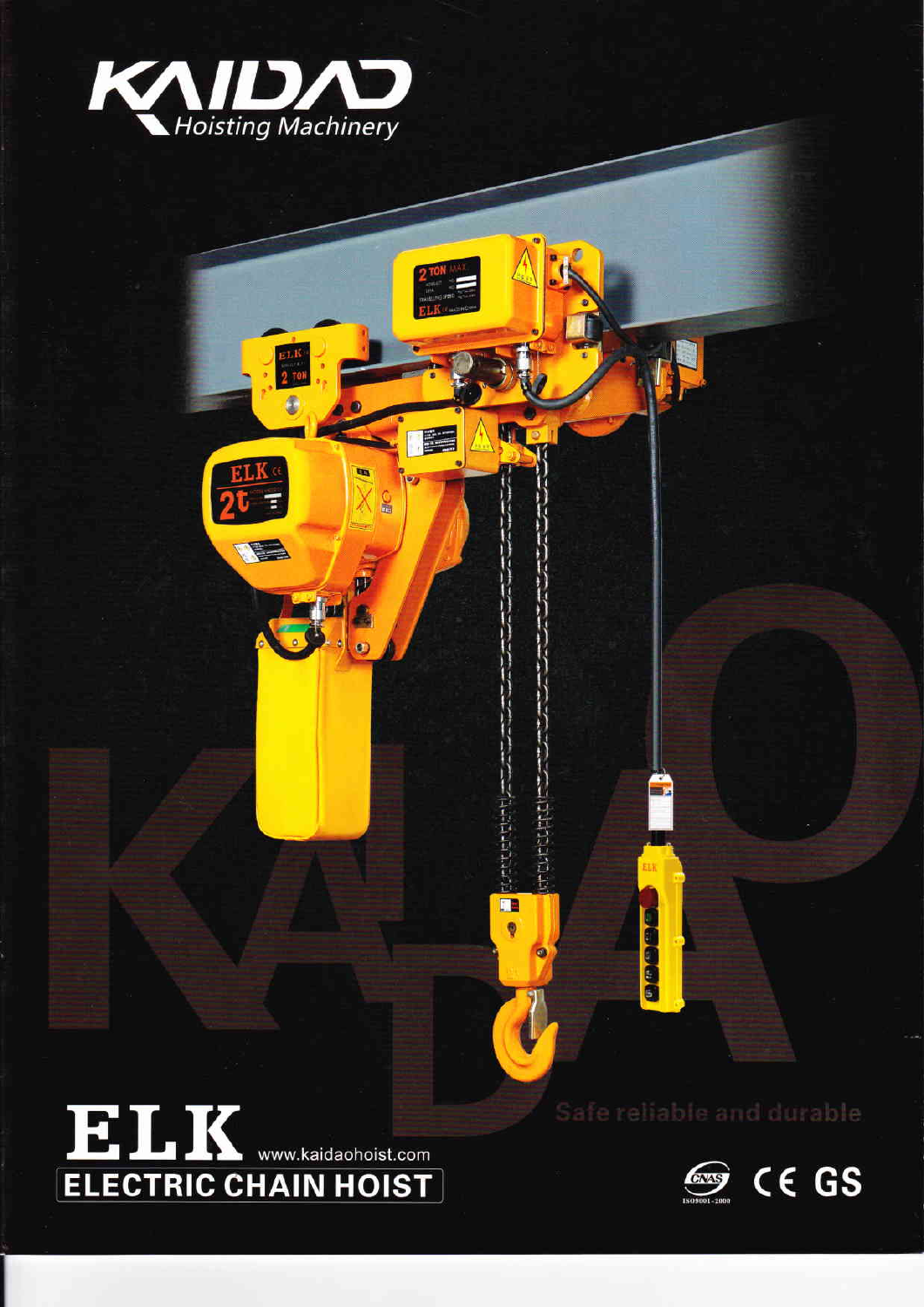# KAIDAO Hoisting Machinery

Safe reliable and durable

# ELK

www.kaidaohoist.com

## ELECTRIC CHAIN HOIST

CNAS ISO9001-2000 CE GS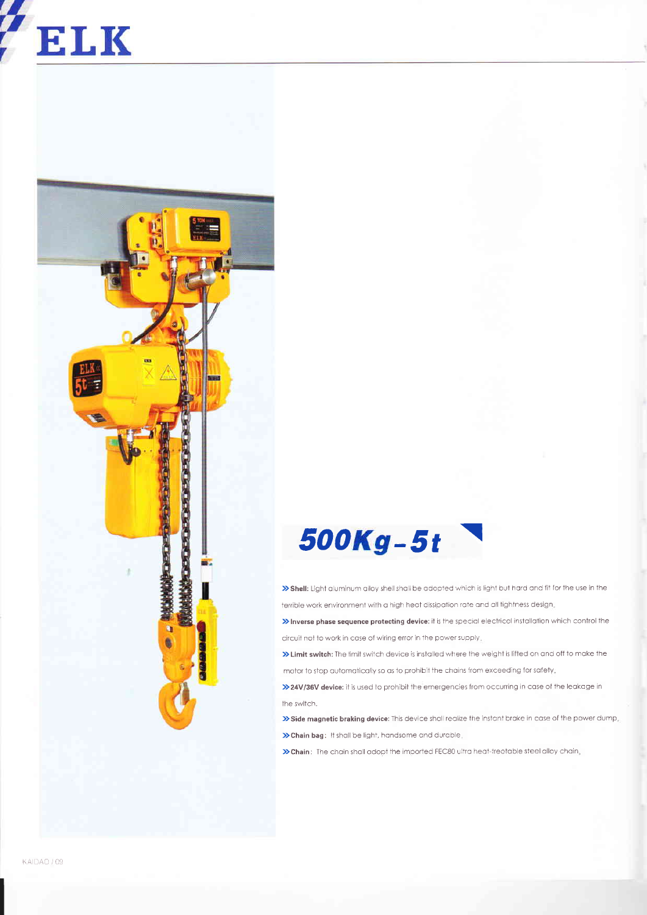# ELK

## 500Kg-5t

- **Shell:** Light aluminum alloy shell shall be adopted which is light but hard and fit for the use in the terrible work environment with a high heat dissipation rate and all tightness design.
- **Inverse phase sequence protecting device:** it is the special electrical installation which control the circuit not to work in case of wiring error in the power supply.
- **Limit switch:** The limit switch device is installed where the weight is lifted on and off to make the motor to stop automatically so as to prohibit the chains from exceeding for safety.
- **24V/36V device:** it is used to prohibit the emergencies from occurring in case of the leakage in the switch.
- **Side magnetic braking device:** This device shall realize the instant brake in case of the power dump.
- **Chain bag:** It shall be light, handsome and durable.
- **Chain:** The chain shall adopt the imported FEC80 ultra heat-treatable steel alloy chain.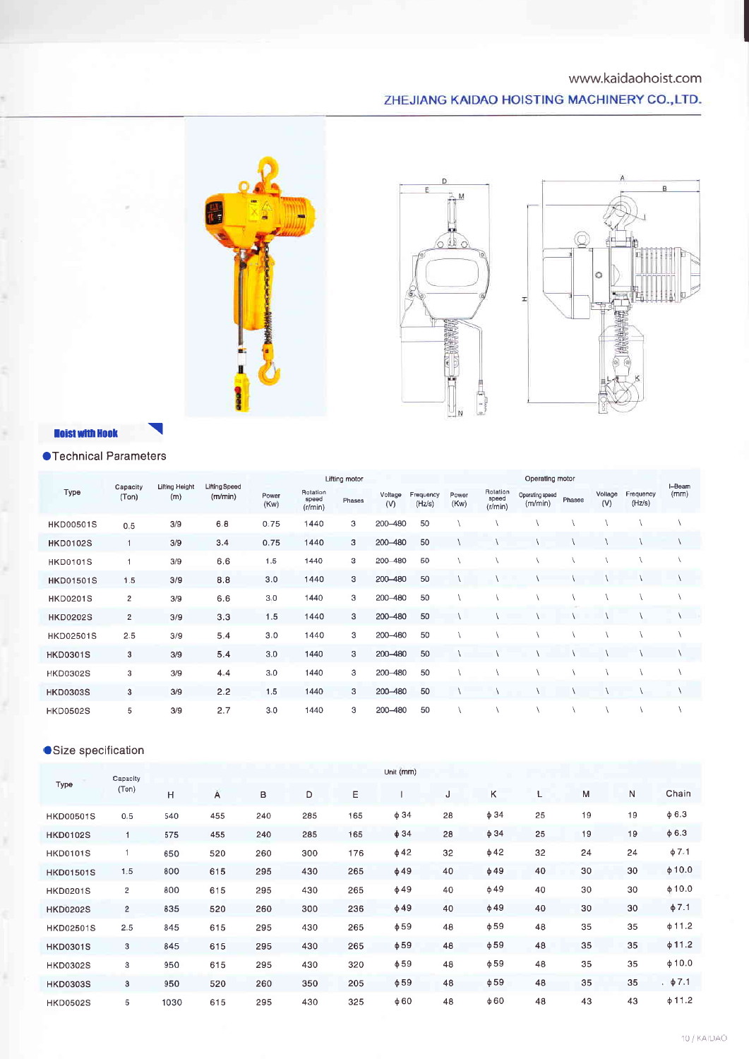www.kaidaohoist.com

ZHEJIANG KAIDAO HOISTING MACHINERY CO.,LTD.

## Hoist with Hook

### ●Technical Parameters

| Type | Capacity (Ton) | Lifting Height (m) | Lifting Speed (m/min) | Lifting motor | | | | | | Operating motor | | | | | | I-Beam (mm) |
|---|---|---|---|---|---|---|---|---|---|---|---|---|---|---|---|---|
| | | | | Power (Kw) | Rotation speed (r/min) | Phases | Voltage (V) | Frequency (Hz/s) | Power (Kw) | Rotation speed (r/min) | Operating speed (m/min) | Phases | Voltage (V) | Frequency (Hz/s) | |
| HKD00501S | 0.5 | 3/9 | 6.8 | 0.75 | 1440 | 3 | 200–480 | 50 | \ | \ | \ | \ | \ | \ | \ |
| HKD0102S | 1 | 3/9 | 3.4 | 0.75 | 1440 | 3 | 200–480 | 50 | \ | \ | \ | \ | \ | \ | \ |
| HKD0101S | 1 | 3/9 | 6.6 | 1.5 | 1440 | 3 | 200–480 | 50 | \ | \ | \ | \ | \ | \ | \ |
| HKD01501S | 1.5 | 3/9 | 8.8 | 3.0 | 1440 | 3 | 200–480 | 50 | \ | \ | \ | \ | \ | \ | \ |
| HKD0201S | 2 | 3/9 | 6.6 | 3.0 | 1440 | 3 | 200–480 | 50 | \ | \ | \ | \ | \ | \ | \ |
| HKD0202S | 2 | 3/9 | 3.3 | 1.5 | 1440 | 3 | 200–480 | 50 | \ | \ | \ | \ | \ | \ | \ |
| HKD02501S | 2.5 | 3/9 | 5.4 | 3.0 | 1440 | 3 | 200–480 | 50 | \ | \ | \ | \ | \ | \ | \ |
| HKD0301S | 3 | 3/9 | 5.4 | 3.0 | 1440 | 3 | 200–480 | 50 | \ | \ | \ | \ | \ | \ | \ |
| HKD0302S | 3 | 3/9 | 4.4 | 3.0 | 1440 | 3 | 200–480 | 50 | \ | \ | \ | \ | \ | \ | \ |
| HKD0303S | 3 | 3/9 | 2.2 | 1.5 | 1440 | 3 | 200–480 | 50 | \ | \ | \ | \ | \ | \ | \ |
| HKD0502S | 5 | 3/9 | 2.7 | 3.0 | 1440 | 3 | 200–480 | 50 | \ | \ | \ | \ | \ | \ | \ |

### ●Size specification

Unit (mm)

| Type | Capacity (Ton) | H | A | B | D | E | I | J | K | L | M | N | Chain |
|---|---|---|---|---|---|---|---|---|---|---|---|---|---|
| HKD00501S | 0.5 | 540 | 455 | 240 | 285 | 165 | ϕ34 | 28 | ϕ34 | 25 | 19 | 19 | ϕ6.3 |
| HKD0102S | 1 | 575 | 455 | 240 | 285 | 165 | ϕ34 | 28 | ϕ34 | 25 | 19 | 19 | ϕ6.3 |
| HKD0101S | 1 | 650 | 520 | 260 | 300 | 176 | ϕ42 | 32 | ϕ42 | 32 | 24 | 24 | ϕ7.1 |
| HKD01501S | 1.5 | 800 | 615 | 295 | 430 | 265 | ϕ49 | 40 | ϕ49 | 40 | 30 | 30 | ϕ10.0 |
| HKD0201S | 2 | 800 | 615 | 295 | 430 | 265 | ϕ49 | 40 | ϕ49 | 40 | 30 | 30 | ϕ10.0 |
| HKD0202S | 2 | 835 | 520 | 260 | 300 | 236 | ϕ49 | 40 | ϕ49 | 40 | 30 | 30 | ϕ7.1 |
| HKD02501S | 2.5 | 845 | 615 | 295 | 430 | 265 | ϕ59 | 48 | ϕ59 | 48 | 35 | 35 | ϕ11.2 |
| HKD0301S | 3 | 845 | 615 | 295 | 430 | 265 | ϕ59 | 48 | ϕ59 | 48 | 35 | 35 | ϕ11.2 |
| HKD0302S | 3 | 950 | 615 | 295 | 430 | 320 | ϕ59 | 48 | ϕ59 | 48 | 35 | 35 | ϕ10.0 |
| HKD0303S | 3 | 950 | 520 | 260 | 350 | 205 | ϕ59 | 48 | ϕ59 | 48 | 35 | 35 | ϕ7.1 |
| HKD0502S | 5 | 1030 | 615 | 295 | 430 | 325 | ϕ60 | 48 | ϕ60 | 48 | 43 | 43 | ϕ11.2 |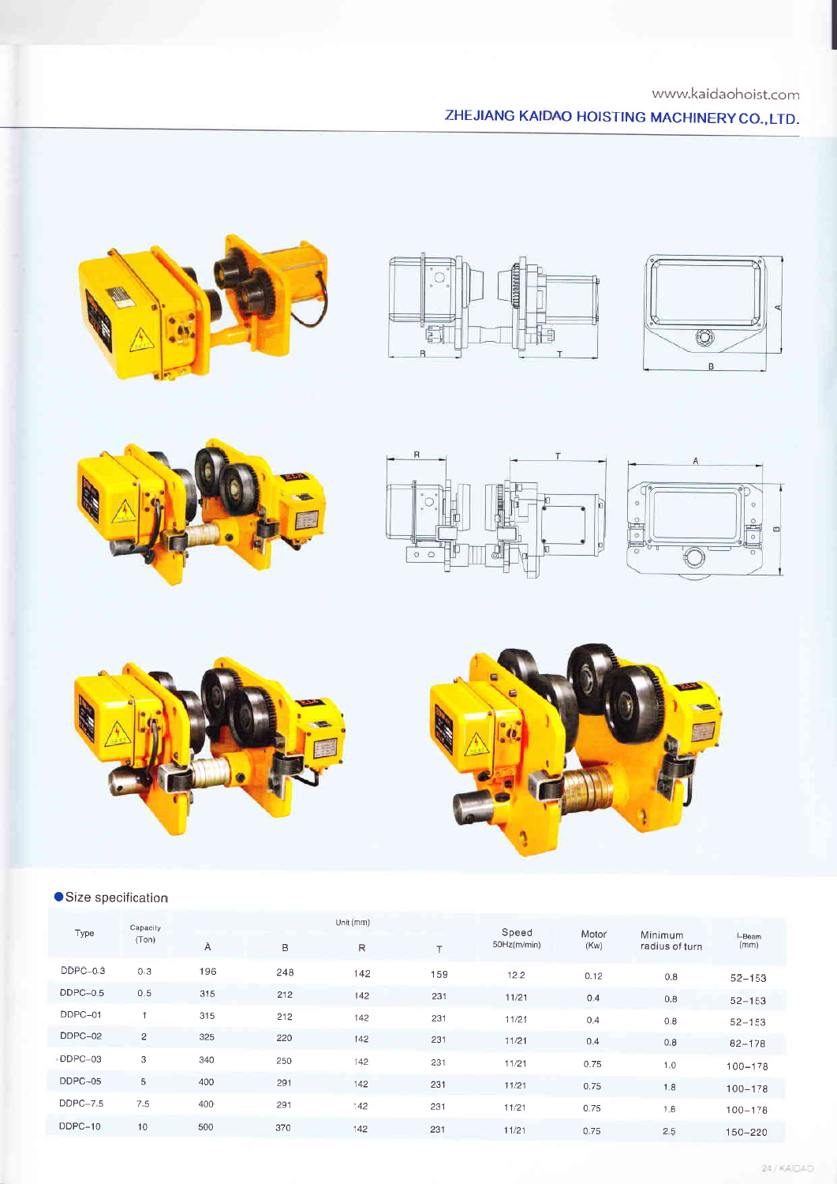www.kaidaohoist.com

ZHEJIANG KAIDAO HOISTING MACHINERY CO.,LTD.

● Size specification

| Type | Capacity (Ton) | Unit (mm) | | | | Speed 50Hz(m/min) | Motor (Kw) | Minimum radius of turn | I-Beam (mm) |
|---|---|---|---|---|---|---|---|---|---|
| | | A | B | R | T | | | | |
| DDPC-0.3 | 0.3 | 196 | 248 | 142 | 159 | 12.2 | 0.12 | 0.8 | 52-153 |
| DDPC-0.5 | 0.5 | 315 | 212 | 142 | 231 | 11/21 | 0.4 | 0.8 | 52-153 |
| DDPC-01 | 1 | 315 | 212 | 142 | 231 | 11/21 | 0.4 | 0.8 | 52-153 |
| DDPC-02 | 2 | 325 | 220 | 142 | 231 | 11/21 | 0.4 | 0.8 | 82-178 |
| DDPC-03 | 3 | 340 | 250 | 142 | 231 | 11/21 | 0.75 | 1.0 | 100-178 |
| DDPC-05 | 5 | 400 | 291 | 142 | 231 | 11/21 | 0.75 | 1.8 | 100-178 |
| DDPC-7.5 | 7.5 | 400 | 291 | 142 | 231 | 11/21 | 0.75 | 1.8 | 100-178 |
| DDPC-10 | 10 | 500 | 370 | 142 | 231 | 11/21 | 0.75 | 2.5 | 150-220 |